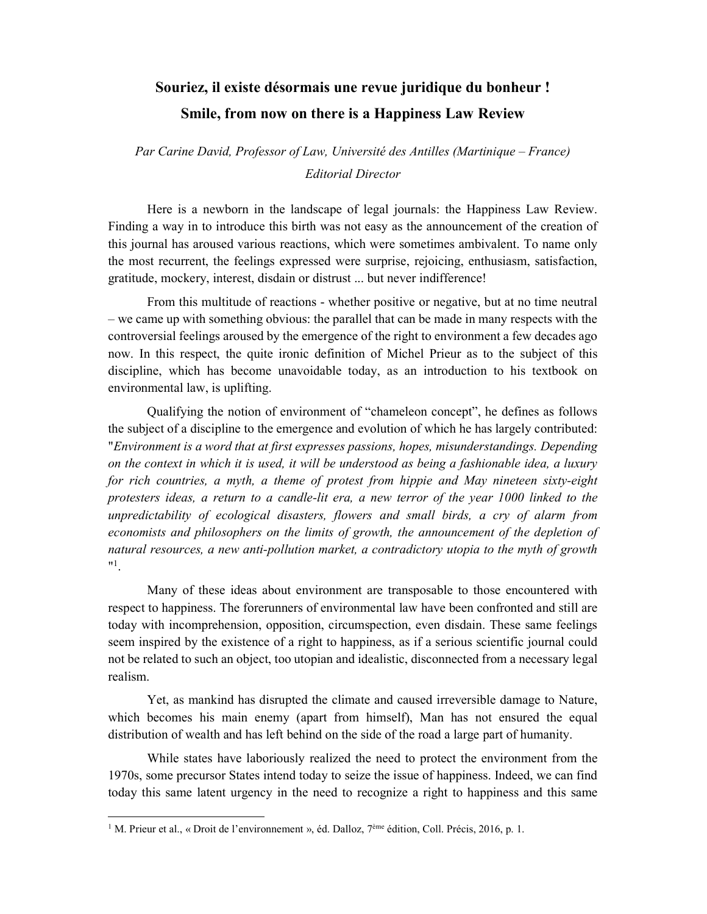# Souriez, il existe désormais une revue juridique du bonheur !
# Smile, from now on there is a Happiness Law Review

*Par Carine David, Professor of Law, Université des Antilles (Martinique – France)*
*Editorial Director*

Here is a newborn in the landscape of legal journals: the Happiness Law Review. Finding a way in to introduce this birth was not easy as the announcement of the creation of this journal has aroused various reactions, which were sometimes ambivalent. To name only the most recurrent, the feelings expressed were surprise, rejoicing, enthusiasm, satisfaction, gratitude, mockery, interest, disdain or distrust ... but never indifference!

From this multitude of reactions - whether positive or negative, but at no time neutral – we came up with something obvious: the parallel that can be made in many respects with the controversial feelings aroused by the emergence of the right to environment a few decades ago now. In this respect, the quite ironic definition of Michel Prieur as to the subject of this discipline, which has become unavoidable today, as an introduction to his textbook on environmental law, is uplifting.

Qualifying the notion of environment of "chameleon concept", he defines as follows the subject of a discipline to the emergence and evolution of which he has largely contributed: "*Environment is a word that at first expresses passions, hopes, misunderstandings. Depending on the context in which it is used, it will be understood as being a fashionable idea, a luxury for rich countries, a myth, a theme of protest from hippie and May nineteen sixty-eight protesters ideas, a return to a candle-lit era, a new terror of the year 1000 linked to the unpredictability of ecological disasters, flowers and small birds, a cry of alarm from economists and philosophers on the limits of growth, the announcement of the depletion of natural resources, a new anti-pollution market, a contradictory utopia to the myth of growth* "[1].

Many of these ideas about environment are transposable to those encountered with respect to happiness. The forerunners of environmental law have been confronted and still are today with incomprehension, opposition, circumspection, even disdain. These same feelings seem inspired by the existence of a right to happiness, as if a serious scientific journal could not be related to such an object, too utopian and idealistic, disconnected from a necessary legal realism.

Yet, as mankind has disrupted the climate and caused irreversible damage to Nature, which becomes his main enemy (apart from himself), Man has not ensured the equal distribution of wealth and has left behind on the side of the road a large part of humanity.

While states have laboriously realized the need to protect the environment from the 1970s, some precursor States intend today to seize the issue of happiness. Indeed, we can find today this same latent urgency in the need to recognize a right to happiness and this same

[1] M. Prieur et al., « Droit de l'environnement », éd. Dalloz, 7ème édition, Coll. Précis, 2016, p. 1.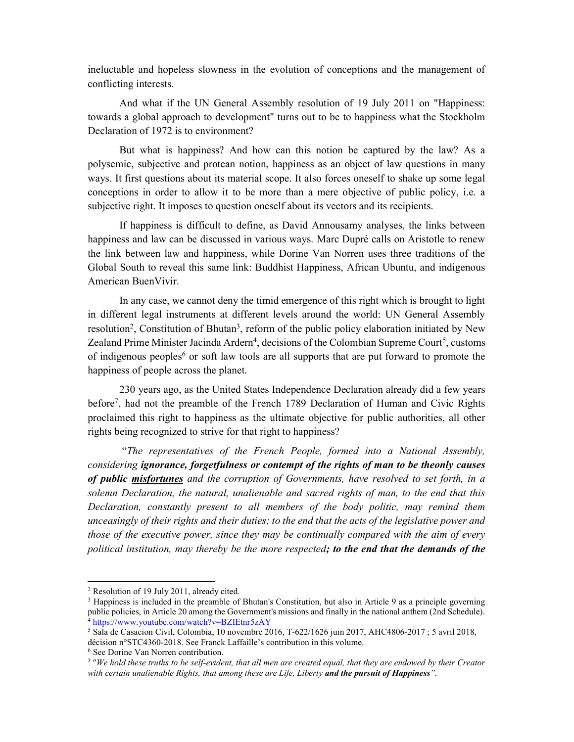ineluctable and hopeless slowness in the evolution of conceptions and the management of conflicting interests.

And what if the UN General Assembly resolution of 19 July 2011 on "Happiness: towards a global approach to development" turns out to be to happiness what the Stockholm Declaration of 1972 is to environment?

But what is happiness? And how can this notion be captured by the law? As a polysemic, subjective and protean notion, happiness as an object of law questions in many ways. It first questions about its material scope. It also forces oneself to shake up some legal conceptions in order to allow it to be more than a mere objective of public policy, i.e. a subjective right. It imposes to question oneself about its vectors and its recipients.

If happiness is difficult to define, as David Annousamy analyses, the links between happiness and law can be discussed in various ways. Marc Dupré calls on Aristotle to renew the link between law and happiness, while Dorine Van Norren uses three traditions of the Global South to reveal this same link: Buddhist Happiness, African Ubuntu, and indigenous American BuenVivir.

In any case, we cannot deny the timid emergence of this right which is brought to light in different legal instruments at different levels around the world: UN General Assembly resolution[2], Constitution of Bhutan[3], reform of the public policy elaboration initiated by New Zealand Prime Minister Jacinda Ardern[4], decisions of the Colombian Supreme Court[5], customs of indigenous peoples[6] or soft law tools are all supports that are put forward to promote the happiness of people across the planet.

230 years ago, as the United States Independence Declaration already did a few years before[7], had not the preamble of the French 1789 Declaration of Human and Civic Rights proclaimed this right to happiness as the ultimate objective for public authorities, all other rights being recognized to strive for that right to happiness?

"*The representatives of the French People, formed into a National Assembly, considering* ***ignorance, forgetfulness or contempt of the rights of man to be theonly causes of public <u>misfortunes</u>*** *and the corruption of Governments, have resolved to set forth, in a solemn Declaration, the natural, unalienable and sacred rights of man, to the end that this Declaration, constantly present to all members of the body politic, may remind them unceasingly of their rights and their duties; to the end that the acts of the legislative power and those of the executive power, since they may be continually compared with the aim of every political institution, may thereby be the more respected****; to the end that the demands of the***

---

[2] Resolution of 19 July 2011, already cited.

[3] Happiness is included in the preamble of Bhutan's Constitution, but also in Article 9 as a principle governing public policies, in Article 20 among the Government's missions and finally in the national anthem (2nd Schedule).

[4] https://www.youtube.com/watch?v=BZIEtnr5zAY

[5] Sala de Casacion Civil, Colombia, 10 novembre 2016, T-622/1626 juin 2017, AHC4806-2017 ; 5 avril 2018, décision n°STC4360-2018. See Franck Laffaille's contribution in this volume.

[6] See Dorine Van Norren contribution.

[7] *"We hold these truths to be self-evident, that all men are created equal, that they are endowed by their Creator with certain unalienable Rights, that among these are Life, Liberty* ***and the pursuit of Happiness****".*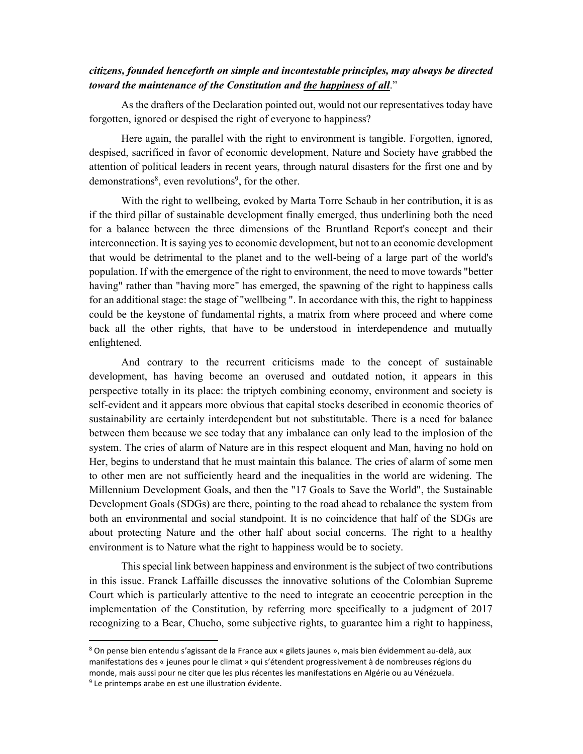***citizens, founded henceforth on simple and incontestable principles, may always be directed toward the maintenance of the Constitution and <u>the happiness of all</u>.***"

As the drafters of the Declaration pointed out, would not our representatives today have forgotten, ignored or despised the right of everyone to happiness?

Here again, the parallel with the right to environment is tangible. Forgotten, ignored, despised, sacrificed in favor of economic development, Nature and Society have grabbed the attention of political leaders in recent years, through natural disasters for the first one and by demonstrations[8], even revolutions[9], for the other.

With the right to wellbeing, evoked by Marta Torre Schaub in her contribution, it is as if the third pillar of sustainable development finally emerged, thus underlining both the need for a balance between the three dimensions of the Bruntland Report's concept and their interconnection. It is saying yes to economic development, but not to an economic development that would be detrimental to the planet and to the well-being of a large part of the world's population. If with the emergence of the right to environment, the need to move towards "better having" rather than "having more" has emerged, the spawning of the right to happiness calls for an additional stage: the stage of "wellbeing ". In accordance with this, the right to happiness could be the keystone of fundamental rights, a matrix from where proceed and where come back all the other rights, that have to be understood in interdependence and mutually enlightened.

And contrary to the recurrent criticisms made to the concept of sustainable development, has having become an overused and outdated notion, it appears in this perspective totally in its place: the triptych combining economy, environment and society is self-evident and it appears more obvious that capital stocks described in economic theories of sustainability are certainly interdependent but not substitutable. There is a need for balance between them because we see today that any imbalance can only lead to the implosion of the system. The cries of alarm of Nature are in this respect eloquent and Man, having no hold on Her, begins to understand that he must maintain this balance. The cries of alarm of some men to other men are not sufficiently heard and the inequalities in the world are widening. The Millennium Development Goals, and then the "17 Goals to Save the World", the Sustainable Development Goals (SDGs) are there, pointing to the road ahead to rebalance the system from both an environmental and social standpoint. It is no coincidence that half of the SDGs are about protecting Nature and the other half about social concerns. The right to a healthy environment is to Nature what the right to happiness would be to society.

This special link between happiness and environment is the subject of two contributions in this issue. Franck Laffaille discusses the innovative solutions of the Colombian Supreme Court which is particularly attentive to the need to integrate an ecocentric perception in the implementation of the Constitution, by referring more specifically to a judgment of 2017 recognizing to a Bear, Chucho, some subjective rights, to guarantee him a right to happiness,

---

[8] On pense bien entendu s'agissant de la France aux « gilets jaunes », mais bien évidemment au-delà, aux manifestations des « jeunes pour le climat » qui s'étendent progressivement à de nombreuses régions du monde, mais aussi pour ne citer que les plus récentes les manifestations en Algérie ou au Vénézuela.

[9] Le printemps arabe en est une illustration évidente.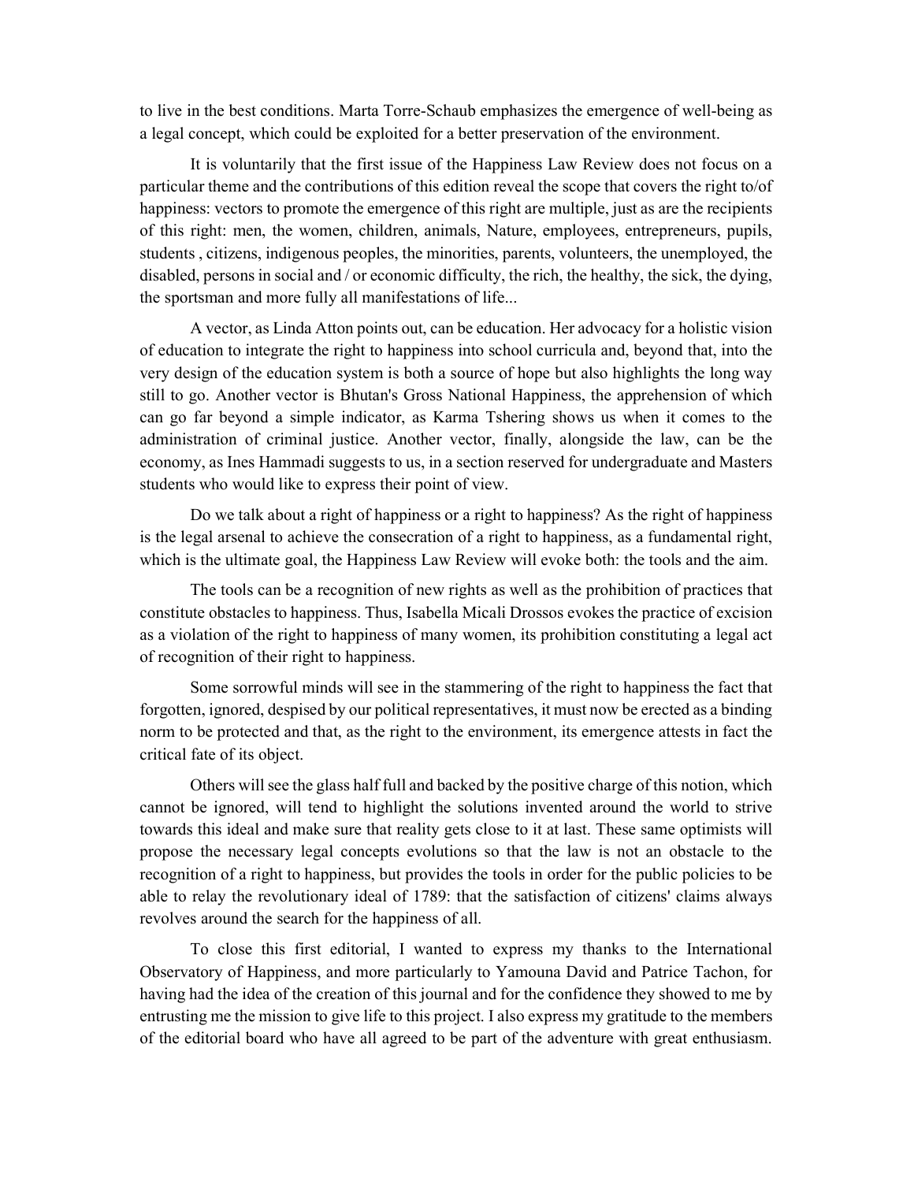to live in the best conditions. Marta Torre-Schaub emphasizes the emergence of well-being as a legal concept, which could be exploited for a better preservation of the environment.

It is voluntarily that the first issue of the Happiness Law Review does not focus on a particular theme and the contributions of this edition reveal the scope that covers the right to/of happiness: vectors to promote the emergence of this right are multiple, just as are the recipients of this right: men, the women, children, animals, Nature, employees, entrepreneurs, pupils, students , citizens, indigenous peoples, the minorities, parents, volunteers, the unemployed, the disabled, persons in social and / or economic difficulty, the rich, the healthy, the sick, the dying, the sportsman and more fully all manifestations of life...

A vector, as Linda Atton points out, can be education. Her advocacy for a holistic vision of education to integrate the right to happiness into school curricula and, beyond that, into the very design of the education system is both a source of hope but also highlights the long way still to go. Another vector is Bhutan's Gross National Happiness, the apprehension of which can go far beyond a simple indicator, as Karma Tshering shows us when it comes to the administration of criminal justice. Another vector, finally, alongside the law, can be the economy, as Ines Hammadi suggests to us, in a section reserved for undergraduate and Masters students who would like to express their point of view.

Do we talk about a right of happiness or a right to happiness? As the right of happiness is the legal arsenal to achieve the consecration of a right to happiness, as a fundamental right, which is the ultimate goal, the Happiness Law Review will evoke both: the tools and the aim.

The tools can be a recognition of new rights as well as the prohibition of practices that constitute obstacles to happiness. Thus, Isabella Micali Drossos evokes the practice of excision as a violation of the right to happiness of many women, its prohibition constituting a legal act of recognition of their right to happiness.

Some sorrowful minds will see in the stammering of the right to happiness the fact that forgotten, ignored, despised by our political representatives, it must now be erected as a binding norm to be protected and that, as the right to the environment, its emergence attests in fact the critical fate of its object.

Others will see the glass half full and backed by the positive charge of this notion, which cannot be ignored, will tend to highlight the solutions invented around the world to strive towards this ideal and make sure that reality gets close to it at last. These same optimists will propose the necessary legal concepts evolutions so that the law is not an obstacle to the recognition of a right to happiness, but provides the tools in order for the public policies to be able to relay the revolutionary ideal of 1789: that the satisfaction of citizens' claims always revolves around the search for the happiness of all.

To close this first editorial, I wanted to express my thanks to the International Observatory of Happiness, and more particularly to Yamouna David and Patrice Tachon, for having had the idea of the creation of this journal and for the confidence they showed to me by entrusting me the mission to give life to this project. I also express my gratitude to the members of the editorial board who have all agreed to be part of the adventure with great enthusiasm.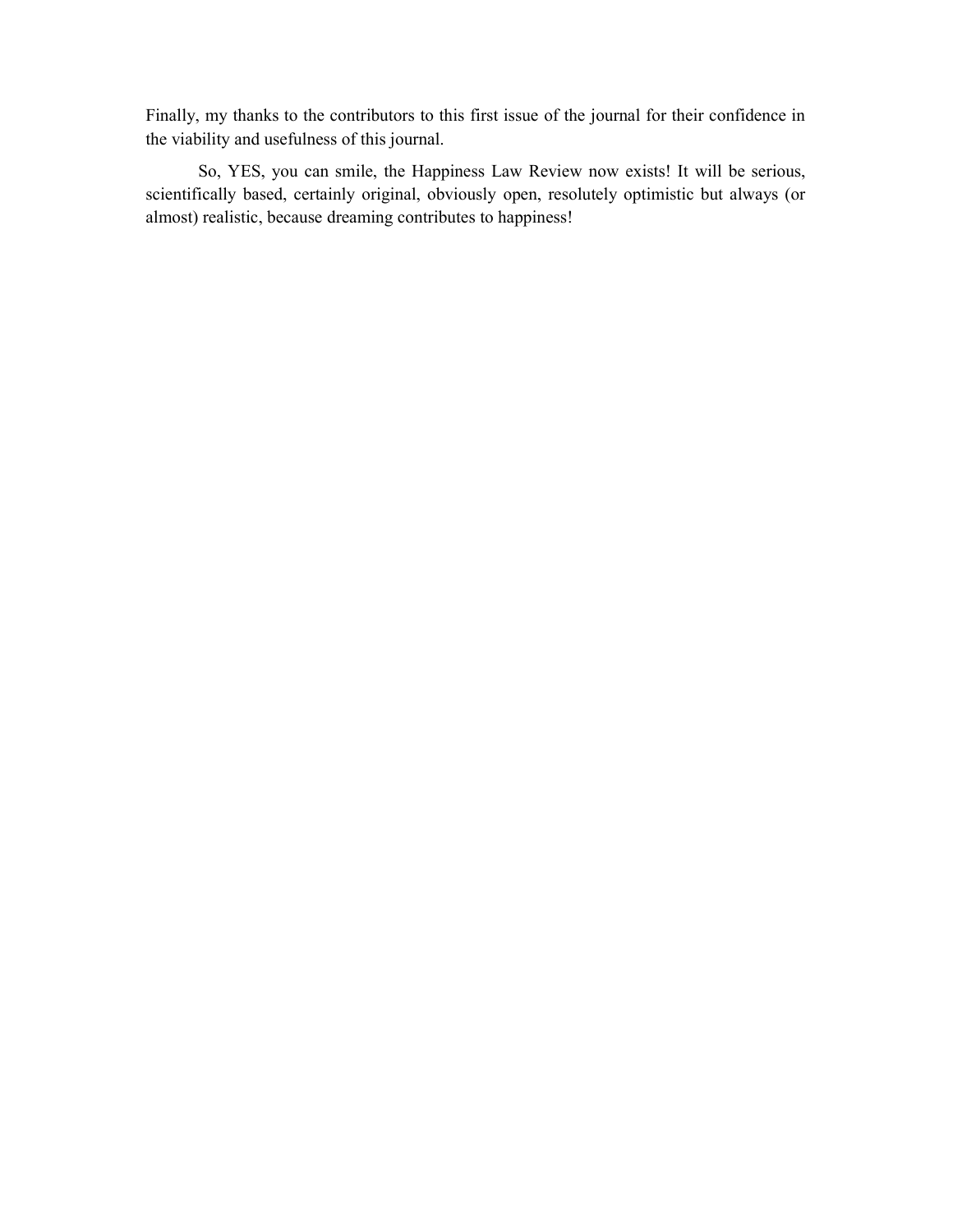Finally, my thanks to the contributors to this first issue of the journal for their confidence in the viability and usefulness of this journal.

So, YES, you can smile, the Happiness Law Review now exists! It will be serious, scientifically based, certainly original, obviously open, resolutely optimistic but always (or almost) realistic, because dreaming contributes to happiness!